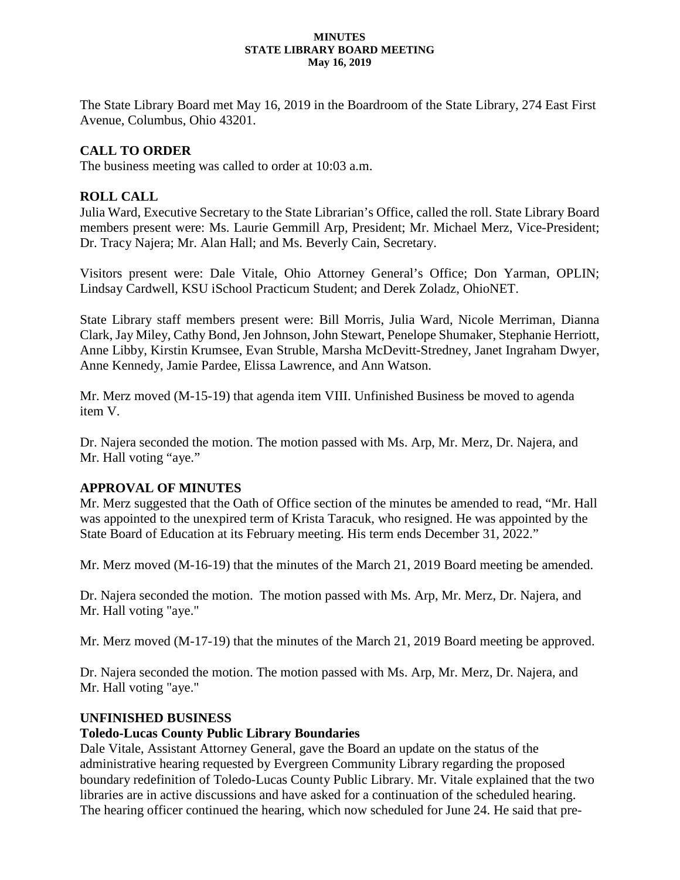**MINUTES**
**STATE LIBRARY BOARD MEETING**
**May 16, 2019**

The State Library Board met May 16, 2019 in the Boardroom of the State Library, 274 East First Avenue, Columbus, Ohio 43201.

## CALL TO ORDER

The business meeting was called to order at 10:03 a.m.

## ROLL CALL

Julia Ward, Executive Secretary to the State Librarian's Office, called the roll. State Library Board members present were: Ms. Laurie Gemmill Arp, President; Mr. Michael Merz, Vice-President; Dr. Tracy Najera; Mr. Alan Hall; and Ms. Beverly Cain, Secretary.

Visitors present were: Dale Vitale, Ohio Attorney General's Office; Don Yarman, OPLIN; Lindsay Cardwell, KSU iSchool Practicum Student; and Derek Zoladz, OhioNET.

State Library staff members present were: Bill Morris, Julia Ward, Nicole Merriman, Dianna Clark, Jay Miley, Cathy Bond, Jen Johnson, John Stewart, Penelope Shumaker, Stephanie Herriott, Anne Libby, Kirstin Krumsee, Evan Struble, Marsha McDevitt-Stredney, Janet Ingraham Dwyer, Anne Kennedy, Jamie Pardee, Elissa Lawrence, and Ann Watson.

Mr. Merz moved (M-15-19) that agenda item VIII. Unfinished Business be moved to agenda item V.

Dr. Najera seconded the motion. The motion passed with Ms. Arp, Mr. Merz, Dr. Najera, and Mr. Hall voting "aye."

## APPROVAL OF MINUTES

Mr. Merz suggested that the Oath of Office section of the minutes be amended to read, "Mr. Hall was appointed to the unexpired term of Krista Taracuk, who resigned. He was appointed by the State Board of Education at its February meeting. His term ends December 31, 2022."

Mr. Merz moved (M-16-19) that the minutes of the March 21, 2019 Board meeting be amended.

Dr. Najera seconded the motion. The motion passed with Ms. Arp, Mr. Merz, Dr. Najera, and Mr. Hall voting "aye."

Mr. Merz moved (M-17-19) that the minutes of the March 21, 2019 Board meeting be approved.

Dr. Najera seconded the motion. The motion passed with Ms. Arp, Mr. Merz, Dr. Najera, and Mr. Hall voting "aye."

## UNFINISHED BUSINESS

### Toledo-Lucas County Public Library Boundaries

Dale Vitale, Assistant Attorney General, gave the Board an update on the status of the administrative hearing requested by Evergreen Community Library regarding the proposed boundary redefinition of Toledo-Lucas County Public Library. Mr. Vitale explained that the two libraries are in active discussions and have asked for a continuation of the scheduled hearing. The hearing officer continued the hearing, which now scheduled for June 24. He said that pre-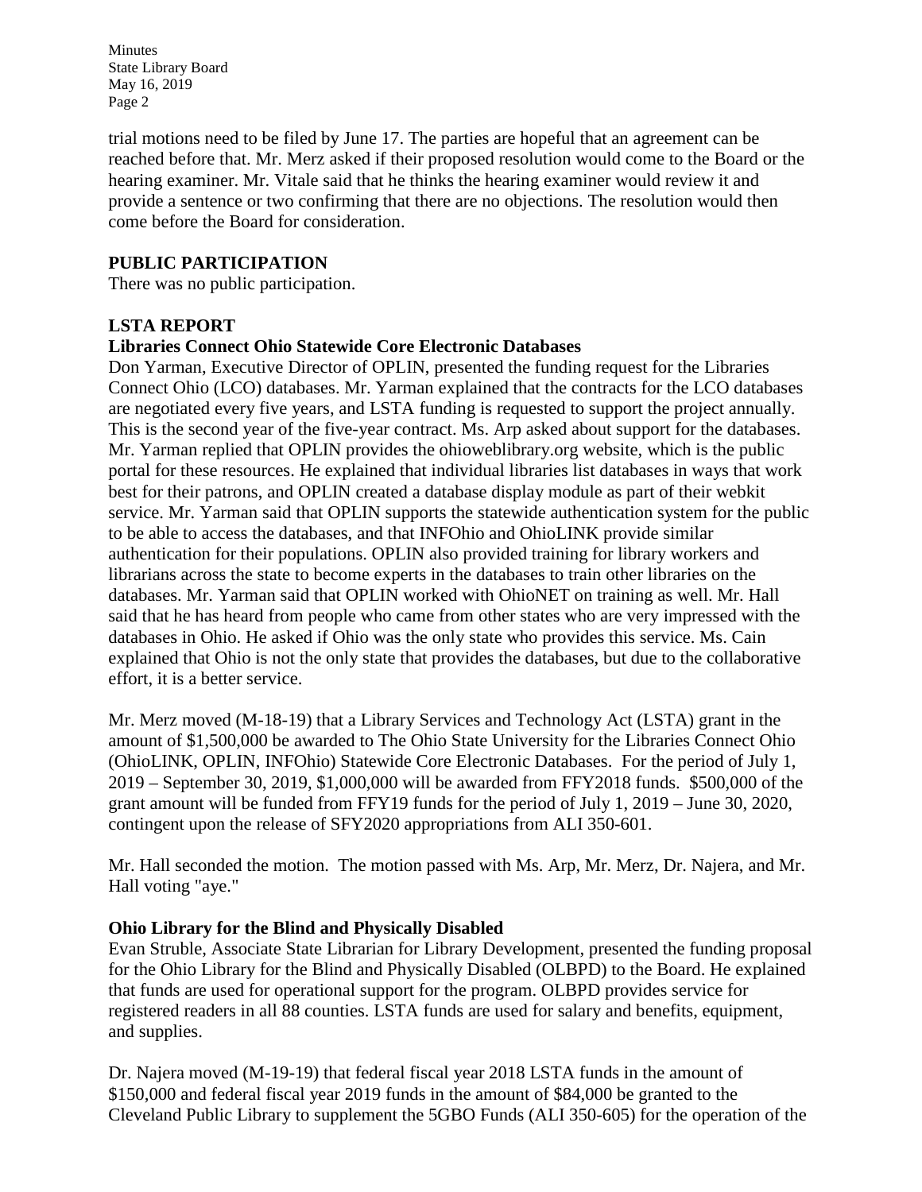trial motions need to be filed by June 17. The parties are hopeful that an agreement can be reached before that. Mr. Merz asked if their proposed resolution would come to the Board or the hearing examiner. Mr. Vitale said that he thinks the hearing examiner would review it and provide a sentence or two confirming that there are no objections. The resolution would then come before the Board for consideration.

## PUBLIC PARTICIPATION

There was no public participation.

## LSTA REPORT

### Libraries Connect Ohio Statewide Core Electronic Databases

Don Yarman, Executive Director of OPLIN, presented the funding request for the Libraries Connect Ohio (LCO) databases. Mr. Yarman explained that the contracts for the LCO databases are negotiated every five years, and LSTA funding is requested to support the project annually. This is the second year of the five-year contract. Ms. Arp asked about support for the databases. Mr. Yarman replied that OPLIN provides the ohioweblibrary.org website, which is the public portal for these resources. He explained that individual libraries list databases in ways that work best for their patrons, and OPLIN created a database display module as part of their webkit service. Mr. Yarman said that OPLIN supports the statewide authentication system for the public to be able to access the databases, and that INFOhio and OhioLINK provide similar authentication for their populations. OPLIN also provided training for library workers and librarians across the state to become experts in the databases to train other libraries on the databases. Mr. Yarman said that OPLIN worked with OhioNET on training as well. Mr. Hall said that he has heard from people who came from other states who are very impressed with the databases in Ohio. He asked if Ohio was the only state who provides this service. Ms. Cain explained that Ohio is not the only state that provides the databases, but due to the collaborative effort, it is a better service.

Mr. Merz moved (M-18-19) that a Library Services and Technology Act (LSTA) grant in the amount of $1,500,000 be awarded to The Ohio State University for the Libraries Connect Ohio (OhioLINK, OPLIN, INFOhio) Statewide Core Electronic Databases. For the period of July 1, 2019 – September 30, 2019, $1,000,000 will be awarded from FFY2018 funds. $500,000 of the grant amount will be funded from FFY19 funds for the period of July 1, 2019 – June 30, 2020, contingent upon the release of SFY2020 appropriations from ALI 350-601.

Mr. Hall seconded the motion. The motion passed with Ms. Arp, Mr. Merz, Dr. Najera, and Mr. Hall voting "aye."

### Ohio Library for the Blind and Physically Disabled

Evan Struble, Associate State Librarian for Library Development, presented the funding proposal for the Ohio Library for the Blind and Physically Disabled (OLBPD) to the Board. He explained that funds are used for operational support for the program. OLBPD provides service for registered readers in all 88 counties. LSTA funds are used for salary and benefits, equipment, and supplies.

Dr. Najera moved (M-19-19) that federal fiscal year 2018 LSTA funds in the amount of $150,000 and federal fiscal year 2019 funds in the amount of $84,000 be granted to the Cleveland Public Library to supplement the 5GBO Funds (ALI 350-605) for the operation of the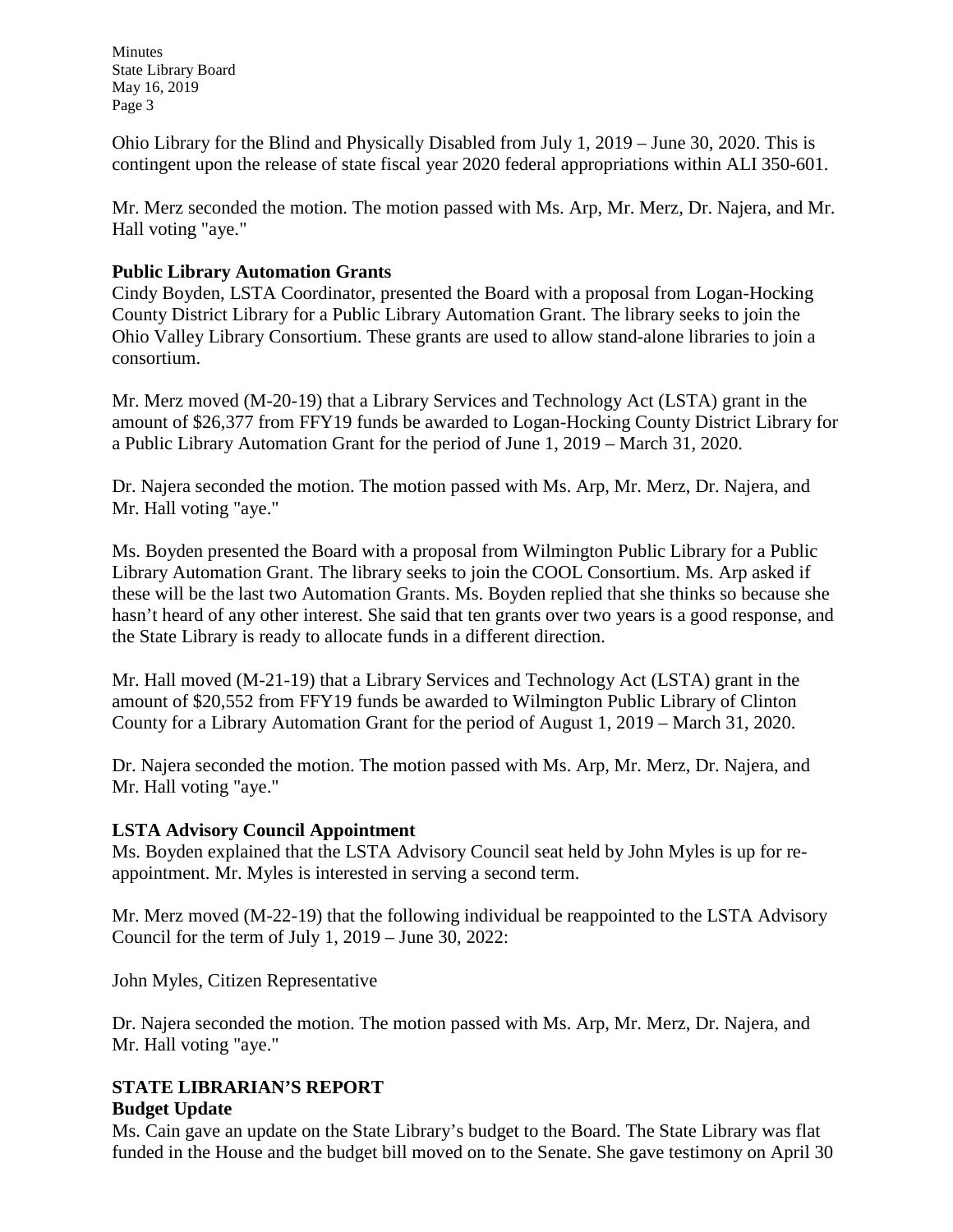Ohio Library for the Blind and Physically Disabled from July 1, 2019 – June 30, 2020. This is contingent upon the release of state fiscal year 2020 federal appropriations within ALI 350-601.

Mr. Merz seconded the motion. The motion passed with Ms. Arp, Mr. Merz, Dr. Najera, and Mr. Hall voting "aye."

**Public Library Automation Grants**

Cindy Boyden, LSTA Coordinator, presented the Board with a proposal from Logan-Hocking County District Library for a Public Library Automation Grant. The library seeks to join the Ohio Valley Library Consortium. These grants are used to allow stand-alone libraries to join a consortium.

Mr. Merz moved (M-20-19) that a Library Services and Technology Act (LSTA) grant in the amount of $26,377 from FFY19 funds be awarded to Logan-Hocking County District Library for a Public Library Automation Grant for the period of June 1, 2019 – March 31, 2020.

Dr. Najera seconded the motion. The motion passed with Ms. Arp, Mr. Merz, Dr. Najera, and Mr. Hall voting "aye."

Ms. Boyden presented the Board with a proposal from Wilmington Public Library for a Public Library Automation Grant. The library seeks to join the COOL Consortium. Ms. Arp asked if these will be the last two Automation Grants. Ms. Boyden replied that she thinks so because she hasn't heard of any other interest. She said that ten grants over two years is a good response, and the State Library is ready to allocate funds in a different direction.

Mr. Hall moved (M-21-19) that a Library Services and Technology Act (LSTA) grant in the amount of $20,552 from FFY19 funds be awarded to Wilmington Public Library of Clinton County for a Library Automation Grant for the period of August 1, 2019 – March 31, 2020.

Dr. Najera seconded the motion. The motion passed with Ms. Arp, Mr. Merz, Dr. Najera, and Mr. Hall voting "aye."

**LSTA Advisory Council Appointment**

Ms. Boyden explained that the LSTA Advisory Council seat held by John Myles is up for re-appointment. Mr. Myles is interested in serving a second term.

Mr. Merz moved (M-22-19) that the following individual be reappointed to the LSTA Advisory Council for the term of July 1, 2019 – June 30, 2022:

John Myles, Citizen Representative

Dr. Najera seconded the motion. The motion passed with Ms. Arp, Mr. Merz, Dr. Najera, and Mr. Hall voting "aye."

## STATE LIBRARIAN'S REPORT

**Budget Update**

Ms. Cain gave an update on the State Library's budget to the Board. The State Library was flat funded in the House and the budget bill moved on to the Senate. She gave testimony on April 30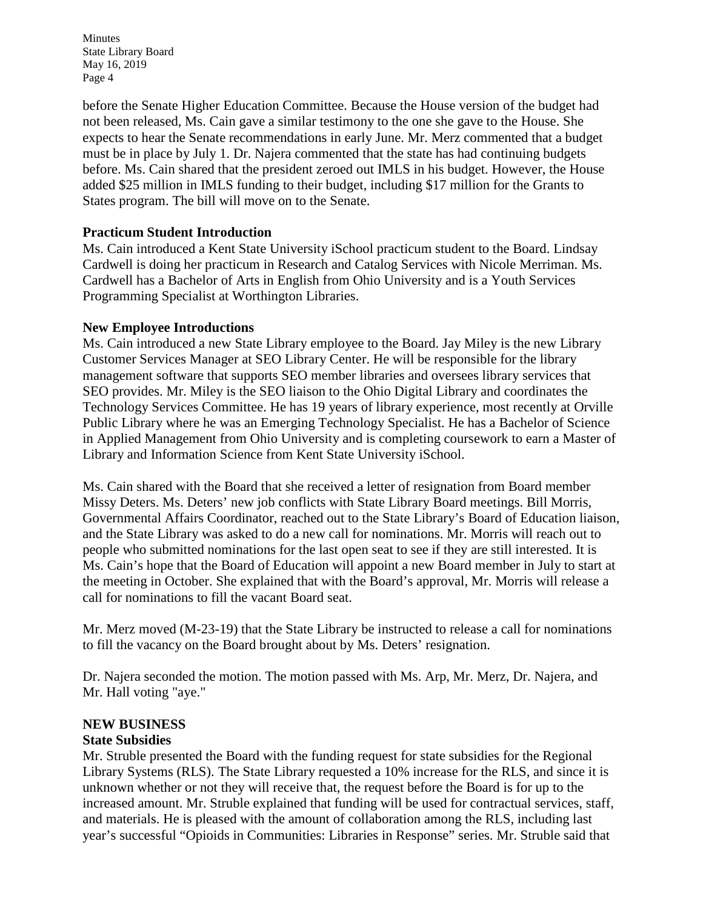before the Senate Higher Education Committee. Because the House version of the budget had not been released, Ms. Cain gave a similar testimony to the one she gave to the House. She expects to hear the Senate recommendations in early June. Mr. Merz commented that a budget must be in place by July 1. Dr. Najera commented that the state has had continuing budgets before. Ms. Cain shared that the president zeroed out IMLS in his budget. However, the House added $25 million in IMLS funding to their budget, including $17 million for the Grants to States program. The bill will move on to the Senate.

**Practicum Student Introduction**

Ms. Cain introduced a Kent State University iSchool practicum student to the Board. Lindsay Cardwell is doing her practicum in Research and Catalog Services with Nicole Merriman. Ms. Cardwell has a Bachelor of Arts in English from Ohio University and is a Youth Services Programming Specialist at Worthington Libraries.

**New Employee Introductions**

Ms. Cain introduced a new State Library employee to the Board. Jay Miley is the new Library Customer Services Manager at SEO Library Center. He will be responsible for the library management software that supports SEO member libraries and oversees library services that SEO provides. Mr. Miley is the SEO liaison to the Ohio Digital Library and coordinates the Technology Services Committee. He has 19 years of library experience, most recently at Orville Public Library where he was an Emerging Technology Specialist. He has a Bachelor of Science in Applied Management from Ohio University and is completing coursework to earn a Master of Library and Information Science from Kent State University iSchool.

Ms. Cain shared with the Board that she received a letter of resignation from Board member Missy Deters. Ms. Deters' new job conflicts with State Library Board meetings. Bill Morris, Governmental Affairs Coordinator, reached out to the State Library's Board of Education liaison, and the State Library was asked to do a new call for nominations. Mr. Morris will reach out to people who submitted nominations for the last open seat to see if they are still interested. It is Ms. Cain's hope that the Board of Education will appoint a new Board member in July to start at the meeting in October. She explained that with the Board's approval, Mr. Morris will release a call for nominations to fill the vacant Board seat.

Mr. Merz moved (M-23-19) that the State Library be instructed to release a call for nominations to fill the vacancy on the Board brought about by Ms. Deters' resignation.

Dr. Najera seconded the motion. The motion passed with Ms. Arp, Mr. Merz, Dr. Najera, and Mr. Hall voting "aye."

## NEW BUSINESS

**State Subsidies**

Mr. Struble presented the Board with the funding request for state subsidies for the Regional Library Systems (RLS). The State Library requested a 10% increase for the RLS, and since it is unknown whether or not they will receive that, the request before the Board is for up to the increased amount. Mr. Struble explained that funding will be used for contractual services, staff, and materials. He is pleased with the amount of collaboration among the RLS, including last year's successful "Opioids in Communities: Libraries in Response" series. Mr. Struble said that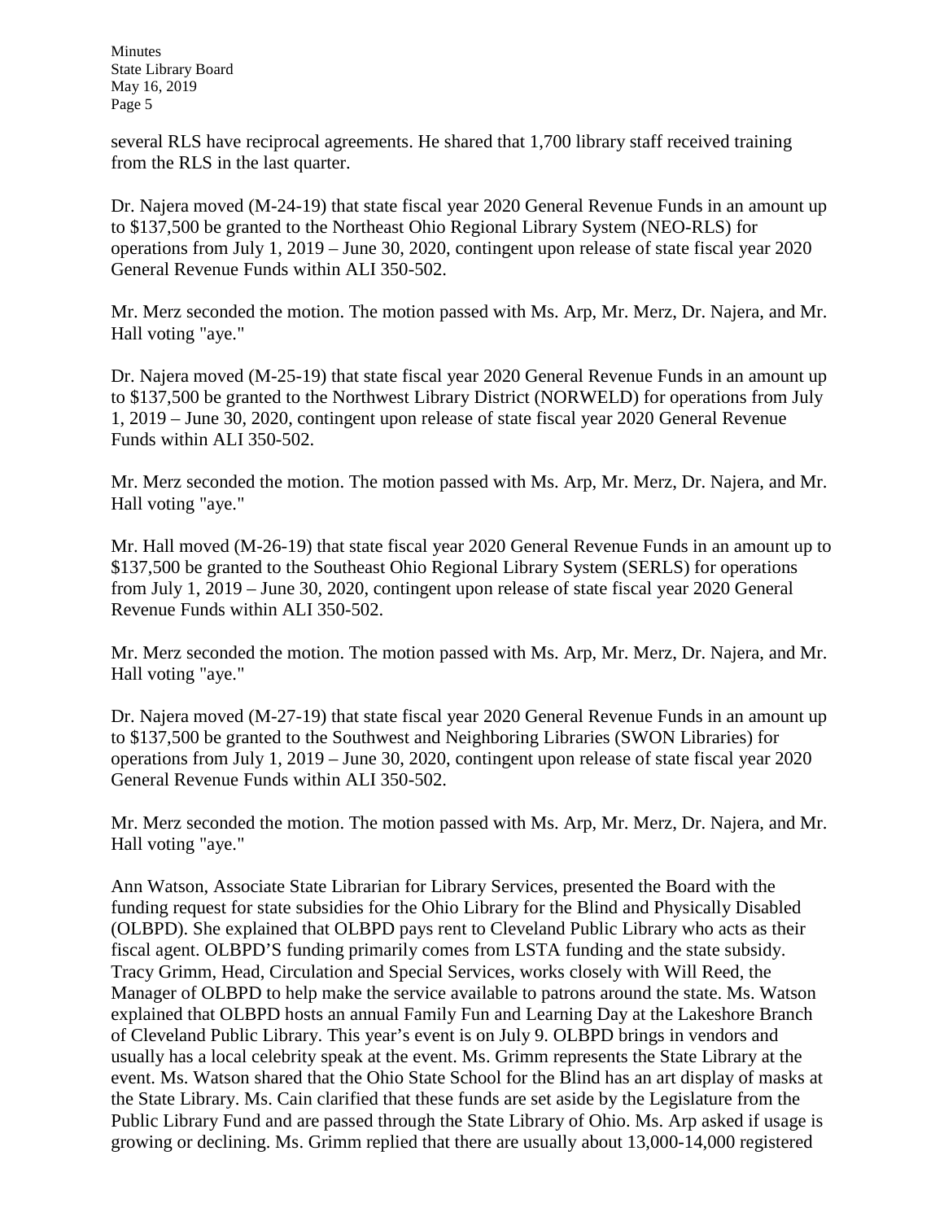several RLS have reciprocal agreements. He shared that 1,700 library staff received training from the RLS in the last quarter.

Dr. Najera moved (M-24-19) that state fiscal year 2020 General Revenue Funds in an amount up to $137,500 be granted to the Northeast Ohio Regional Library System (NEO-RLS) for operations from July 1, 2019 – June 30, 2020, contingent upon release of state fiscal year 2020 General Revenue Funds within ALI 350-502.

Mr. Merz seconded the motion. The motion passed with Ms. Arp, Mr. Merz, Dr. Najera, and Mr. Hall voting "aye."

Dr. Najera moved (M-25-19) that state fiscal year 2020 General Revenue Funds in an amount up to $137,500 be granted to the Northwest Library District (NORWELD) for operations from July 1, 2019 – June 30, 2020, contingent upon release of state fiscal year 2020 General Revenue Funds within ALI 350-502.

Mr. Merz seconded the motion. The motion passed with Ms. Arp, Mr. Merz, Dr. Najera, and Mr. Hall voting "aye."

Mr. Hall moved (M-26-19) that state fiscal year 2020 General Revenue Funds in an amount up to $137,500 be granted to the Southeast Ohio Regional Library System (SERLS) for operations from July 1, 2019 – June 30, 2020, contingent upon release of state fiscal year 2020 General Revenue Funds within ALI 350-502.

Mr. Merz seconded the motion. The motion passed with Ms. Arp, Mr. Merz, Dr. Najera, and Mr. Hall voting "aye."

Dr. Najera moved (M-27-19) that state fiscal year 2020 General Revenue Funds in an amount up to $137,500 be granted to the Southwest and Neighboring Libraries (SWON Libraries) for operations from July 1, 2019 – June 30, 2020, contingent upon release of state fiscal year 2020 General Revenue Funds within ALI 350-502.

Mr. Merz seconded the motion. The motion passed with Ms. Arp, Mr. Merz, Dr. Najera, and Mr. Hall voting "aye."

Ann Watson, Associate State Librarian for Library Services, presented the Board with the funding request for state subsidies for the Ohio Library for the Blind and Physically Disabled (OLBPD). She explained that OLBPD pays rent to Cleveland Public Library who acts as their fiscal agent. OLBPD'S funding primarily comes from LSTA funding and the state subsidy. Tracy Grimm, Head, Circulation and Special Services, works closely with Will Reed, the Manager of OLBPD to help make the service available to patrons around the state. Ms. Watson explained that OLBPD hosts an annual Family Fun and Learning Day at the Lakeshore Branch of Cleveland Public Library. This year's event is on July 9. OLBPD brings in vendors and usually has a local celebrity speak at the event. Ms. Grimm represents the State Library at the event. Ms. Watson shared that the Ohio State School for the Blind has an art display of masks at the State Library. Ms. Cain clarified that these funds are set aside by the Legislature from the Public Library Fund and are passed through the State Library of Ohio. Ms. Arp asked if usage is growing or declining. Ms. Grimm replied that there are usually about 13,000-14,000 registered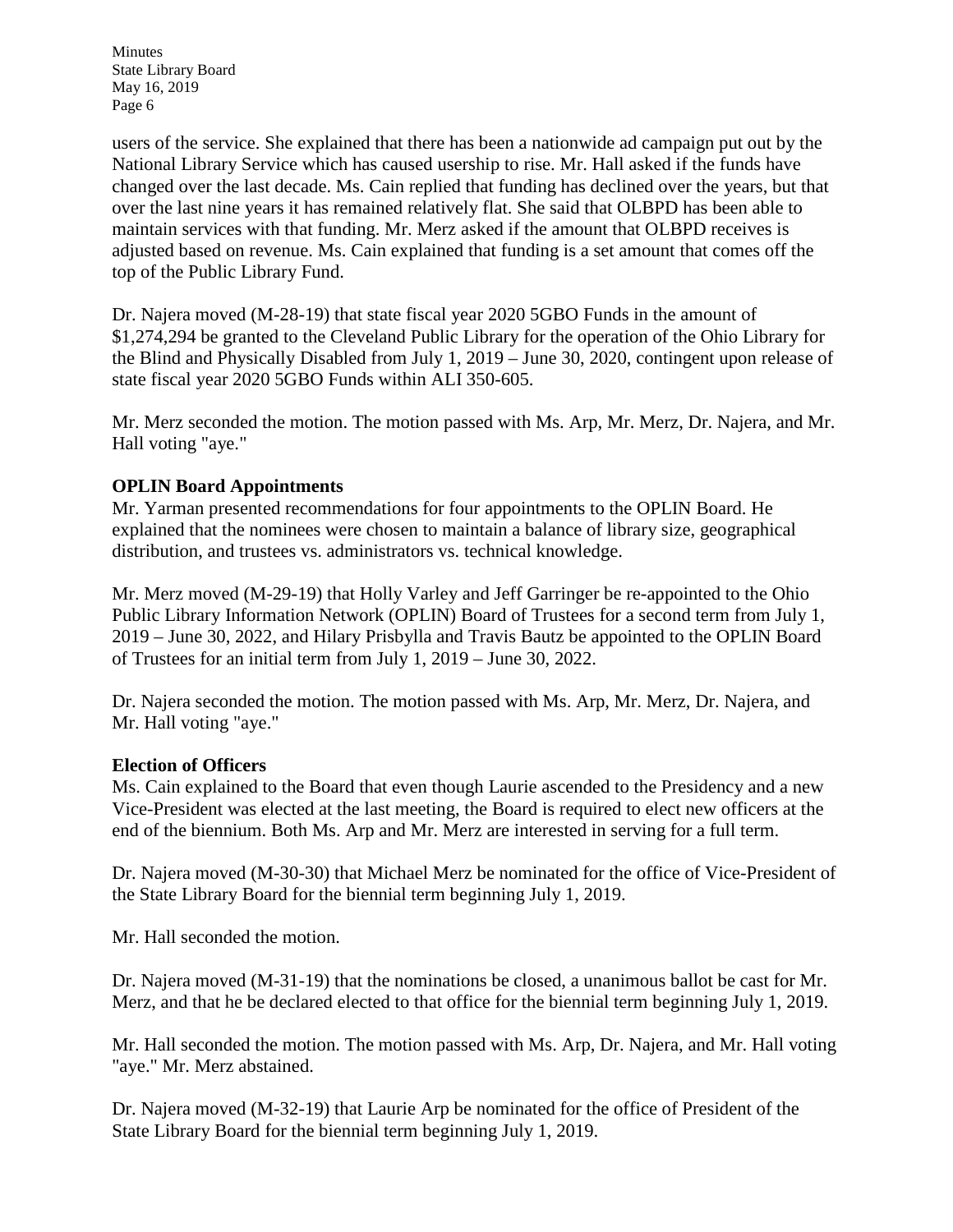users of the service. She explained that there has been a nationwide ad campaign put out by the National Library Service which has caused usership to rise. Mr. Hall asked if the funds have changed over the last decade. Ms. Cain replied that funding has declined over the years, but that over the last nine years it has remained relatively flat. She said that OLBPD has been able to maintain services with that funding. Mr. Merz asked if the amount that OLBPD receives is adjusted based on revenue. Ms. Cain explained that funding is a set amount that comes off the top of the Public Library Fund.

Dr. Najera moved (M-28-19) that state fiscal year 2020 5GBO Funds in the amount of $1,274,294 be granted to the Cleveland Public Library for the operation of the Ohio Library for the Blind and Physically Disabled from July 1, 2019 – June 30, 2020, contingent upon release of state fiscal year 2020 5GBO Funds within ALI 350-605.

Mr. Merz seconded the motion. The motion passed with Ms. Arp, Mr. Merz, Dr. Najera, and Mr. Hall voting "aye."

**OPLIN Board Appointments**

Mr. Yarman presented recommendations for four appointments to the OPLIN Board. He explained that the nominees were chosen to maintain a balance of library size, geographical distribution, and trustees vs. administrators vs. technical knowledge.

Mr. Merz moved (M-29-19) that Holly Varley and Jeff Garringer be re-appointed to the Ohio Public Library Information Network (OPLIN) Board of Trustees for a second term from July 1, 2019 – June 30, 2022, and Hilary Prisbylla and Travis Bautz be appointed to the OPLIN Board of Trustees for an initial term from July 1, 2019 – June 30, 2022.

Dr. Najera seconded the motion. The motion passed with Ms. Arp, Mr. Merz, Dr. Najera, and Mr. Hall voting "aye."

**Election of Officers**

Ms. Cain explained to the Board that even though Laurie ascended to the Presidency and a new Vice-President was elected at the last meeting, the Board is required to elect new officers at the end of the biennium. Both Ms. Arp and Mr. Merz are interested in serving for a full term.

Dr. Najera moved (M-30-30) that Michael Merz be nominated for the office of Vice-President of the State Library Board for the biennial term beginning July 1, 2019.

Mr. Hall seconded the motion.

Dr. Najera moved (M-31-19) that the nominations be closed, a unanimous ballot be cast for Mr. Merz, and that he be declared elected to that office for the biennial term beginning July 1, 2019.

Mr. Hall seconded the motion. The motion passed with Ms. Arp, Dr. Najera, and Mr. Hall voting "aye." Mr. Merz abstained.

Dr. Najera moved (M-32-19) that Laurie Arp be nominated for the office of President of the State Library Board for the biennial term beginning July 1, 2019.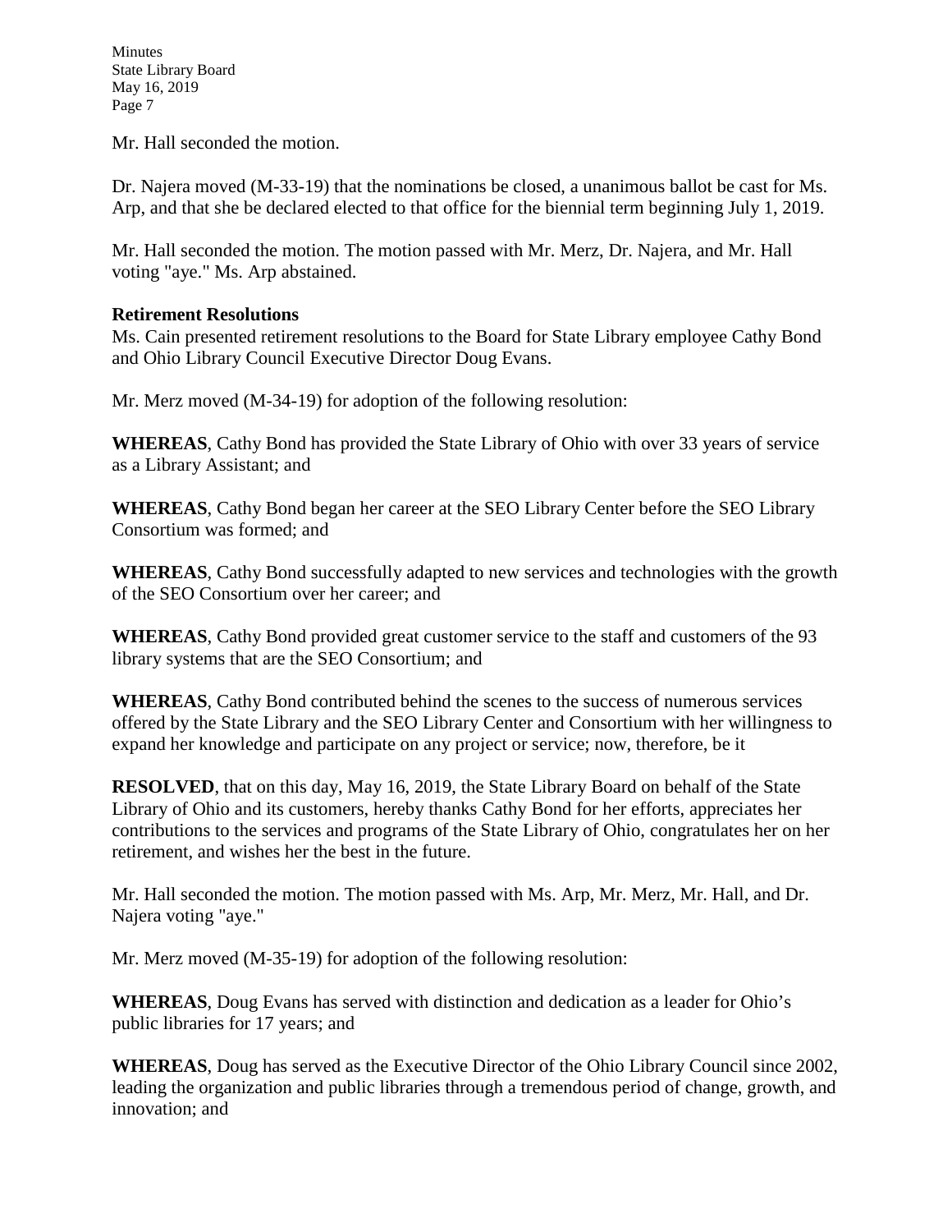Mr. Hall seconded the motion.

Dr. Najera moved (M-33-19) that the nominations be closed, a unanimous ballot be cast for Ms. Arp, and that she be declared elected to that office for the biennial term beginning July 1, 2019.

Mr. Hall seconded the motion. The motion passed with Mr. Merz, Dr. Najera, and Mr. Hall voting "aye." Ms. Arp abstained.

**Retirement Resolutions**

Ms. Cain presented retirement resolutions to the Board for State Library employee Cathy Bond and Ohio Library Council Executive Director Doug Evans.

Mr. Merz moved (M-34-19) for adoption of the following resolution:

**WHEREAS**, Cathy Bond has provided the State Library of Ohio with over 33 years of service as a Library Assistant; and

**WHEREAS**, Cathy Bond began her career at the SEO Library Center before the SEO Library Consortium was formed; and

**WHEREAS**, Cathy Bond successfully adapted to new services and technologies with the growth of the SEO Consortium over her career; and

**WHEREAS**, Cathy Bond provided great customer service to the staff and customers of the 93 library systems that are the SEO Consortium; and

**WHEREAS**, Cathy Bond contributed behind the scenes to the success of numerous services offered by the State Library and the SEO Library Center and Consortium with her willingness to expand her knowledge and participate on any project or service; now, therefore, be it

**RESOLVED**, that on this day, May 16, 2019, the State Library Board on behalf of the State Library of Ohio and its customers, hereby thanks Cathy Bond for her efforts, appreciates her contributions to the services and programs of the State Library of Ohio, congratulates her on her retirement, and wishes her the best in the future.

Mr. Hall seconded the motion. The motion passed with Ms. Arp, Mr. Merz, Mr. Hall, and Dr. Najera voting "aye."

Mr. Merz moved (M-35-19) for adoption of the following resolution:

**WHEREAS**, Doug Evans has served with distinction and dedication as a leader for Ohio's public libraries for 17 years; and

**WHEREAS**, Doug has served as the Executive Director of the Ohio Library Council since 2002, leading the organization and public libraries through a tremendous period of change, growth, and innovation; and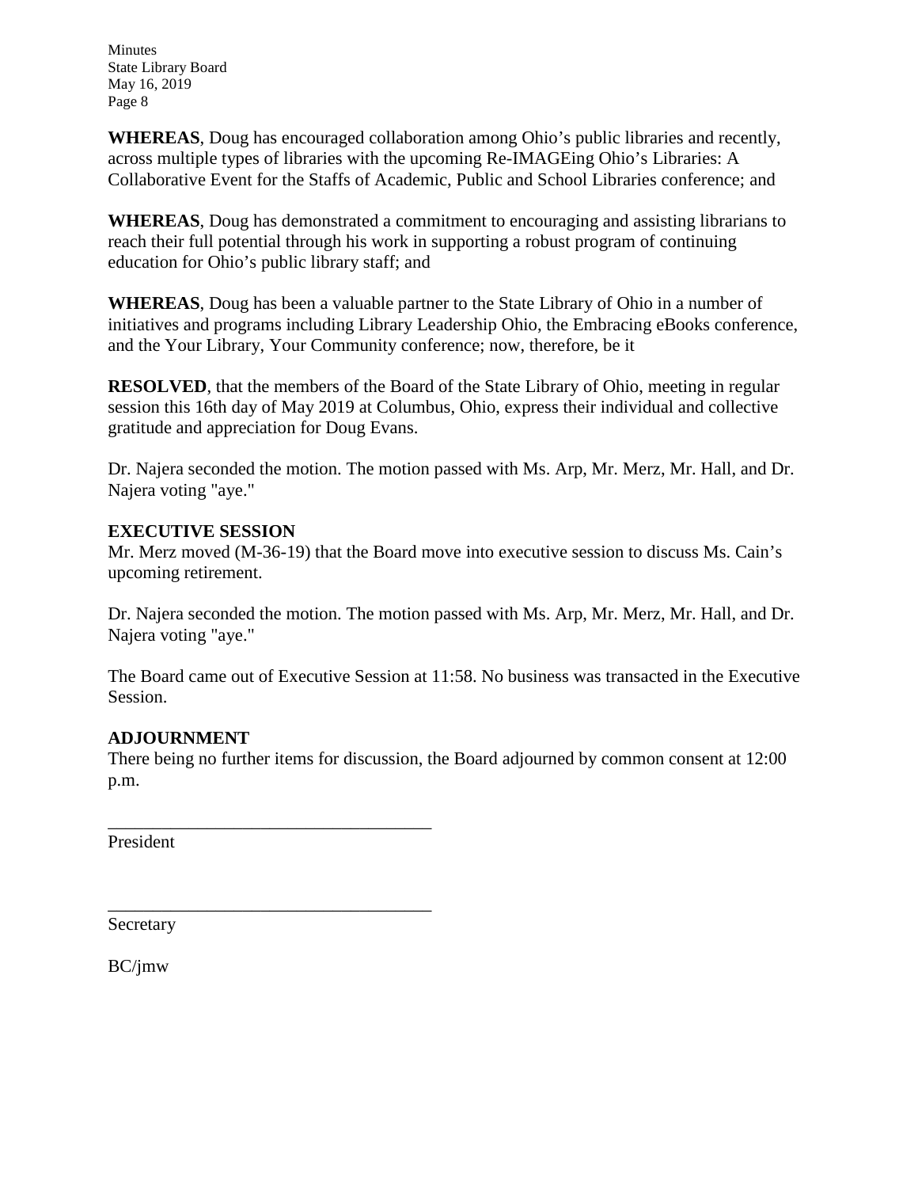**WHEREAS**, Doug has encouraged collaboration among Ohio's public libraries and recently, across multiple types of libraries with the upcoming Re-IMAGEing Ohio's Libraries: A Collaborative Event for the Staffs of Academic, Public and School Libraries conference; and

**WHEREAS**, Doug has demonstrated a commitment to encouraging and assisting librarians to reach their full potential through his work in supporting a robust program of continuing education for Ohio's public library staff; and

**WHEREAS**, Doug has been a valuable partner to the State Library of Ohio in a number of initiatives and programs including Library Leadership Ohio, the Embracing eBooks conference, and the Your Library, Your Community conference; now, therefore, be it

**RESOLVED**, that the members of the Board of the State Library of Ohio, meeting in regular session this 16th day of May 2019 at Columbus, Ohio, express their individual and collective gratitude and appreciation for Doug Evans.

Dr. Najera seconded the motion. The motion passed with Ms. Arp, Mr. Merz, Mr. Hall, and Dr. Najera voting "aye."

**EXECUTIVE SESSION**

Mr. Merz moved (M-36-19) that the Board move into executive session to discuss Ms. Cain's upcoming retirement.

Dr. Najera seconded the motion. The motion passed with Ms. Arp, Mr. Merz, Mr. Hall, and Dr. Najera voting "aye."

The Board came out of Executive Session at 11:58. No business was transacted in the Executive Session.

**ADJOURNMENT**

There being no further items for discussion, the Board adjourned by common consent at 12:00 p.m.

\_\_\_\_\_\_\_\_\_\_\_\_\_\_\_\_\_\_\_\_\_\_\_\_\_\_\_\_\_\_\_\_\_\_\_\_

President

\_\_\_\_\_\_\_\_\_\_\_\_\_\_\_\_\_\_\_\_\_\_\_\_\_\_\_\_\_\_\_\_\_\_\_\_

Secretary

BC/jmw